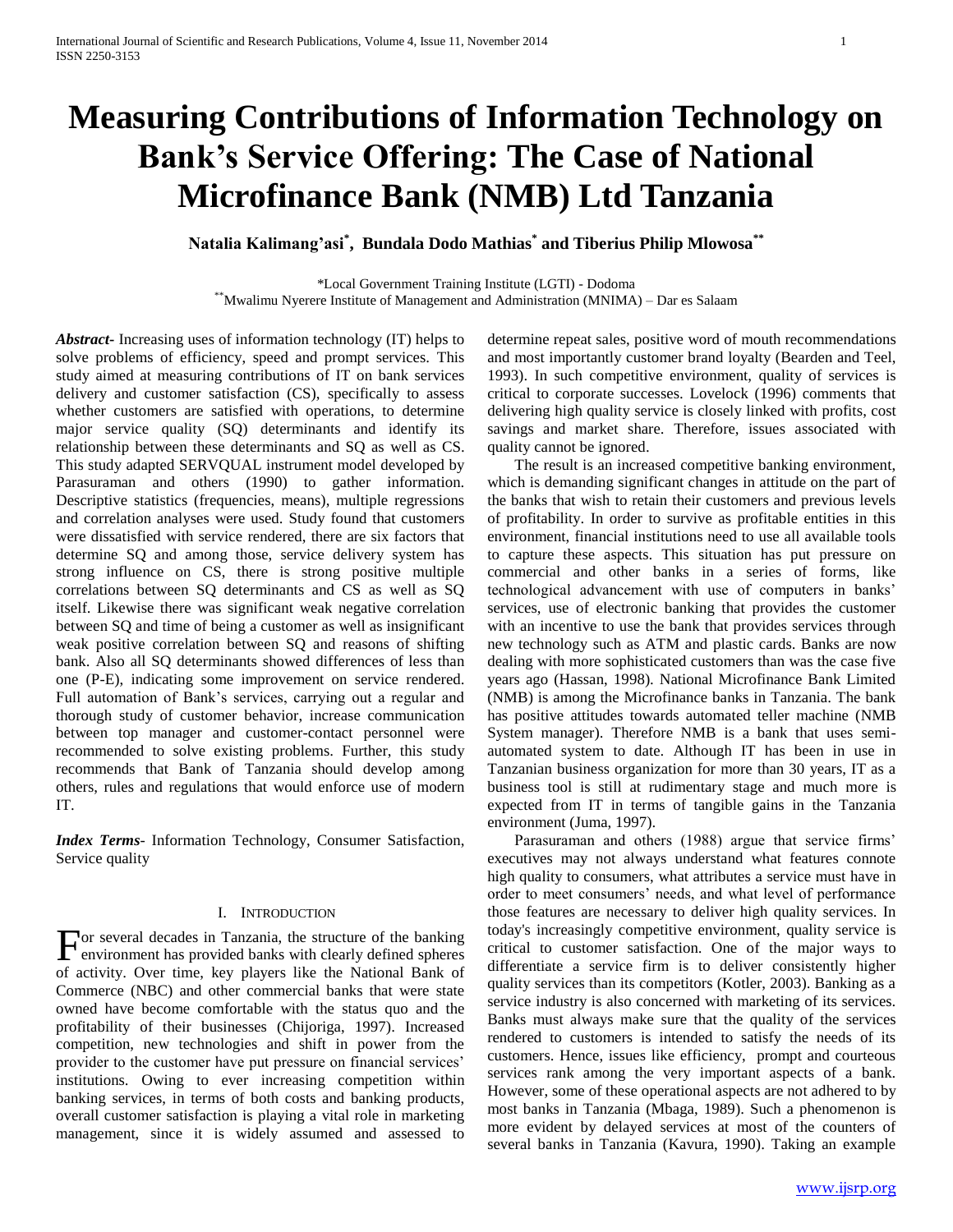# Measuring Contributions of Information Technology on Bank's Service Offering: The Case of National Microfinance Bank (NMB) Ltd Tanzania

**Natalia Kalimang'asi[*], Bundala Dodo Mathias[*] and Tiberius Philip Mlowosa[**]**

[*]Local Government Training Institute (LGTI) - Dodoma
[**]Mwalimu Nyerere Institute of Management and Administration (MNIMA) – Dar es Salaam

***Abstract*-** Increasing uses of information technology (IT) helps to solve problems of efficiency, speed and prompt services. This study aimed at measuring contributions of IT on bank services delivery and customer satisfaction (CS), specifically to assess whether customers are satisfied with operations, to determine major service quality (SQ) determinants and identify its relationship between these determinants and SQ as well as CS. This study adapted SERVQUAL instrument model developed by Parasuraman and others (1990) to gather information. Descriptive statistics (frequencies, means), multiple regressions and correlation analyses were used. Study found that customers were dissatisfied with service rendered, there are six factors that determine SQ and among those, service delivery system has strong influence on CS, there is strong positive multiple correlations between SQ determinants and CS as well as SQ itself. Likewise there was significant weak negative correlation between SQ and time of being a customer as well as insignificant weak positive correlation between SQ and reasons of shifting bank. Also all SQ determinants showed differences of less than one (P-E), indicating some improvement on service rendered. Full automation of Bank's services, carrying out a regular and thorough study of customer behavior, increase communication between top manager and customer-contact personnel were recommended to solve existing problems. Further, this study recommends that Bank of Tanzania should develop among others, rules and regulations that would enforce use of modern IT.

***Index Terms*-** Information Technology, Consumer Satisfaction, Service quality

## I. Introduction

For several decades in Tanzania, the structure of the banking environment has provided banks with clearly defined spheres of activity. Over time, key players like the National Bank of Commerce (NBC) and other commercial banks that were state owned have become comfortable with the status quo and the profitability of their businesses (Chijoriga, 1997). Increased competition, new technologies and shift in power from the provider to the customer have put pressure on financial services' institutions. Owing to ever increasing competition within banking services, in terms of both costs and banking products, overall customer satisfaction is playing a vital role in marketing management, since it is widely assumed and assessed to determine repeat sales, positive word of mouth recommendations and most importantly customer brand loyalty (Bearden and Teel, 1993). In such competitive environment, quality of services is critical to corporate successes. Lovelock (1996) comments that delivering high quality service is closely linked with profits, cost savings and market share. Therefore, issues associated with quality cannot be ignored.

The result is an increased competitive banking environment, which is demanding significant changes in attitude on the part of the banks that wish to retain their customers and previous levels of profitability. In order to survive as profitable entities in this environment, financial institutions need to use all available tools to capture these aspects. This situation has put pressure on commercial and other banks in a series of forms, like technological advancement with use of computers in banks' services, use of electronic banking that provides the customer with an incentive to use the bank that provides services through new technology such as ATM and plastic cards. Banks are now dealing with more sophisticated customers than was the case five years ago (Hassan, 1998). National Microfinance Bank Limited (NMB) is among the Microfinance banks in Tanzania. The bank has positive attitudes towards automated teller machine (NMB System manager). Therefore NMB is a bank that uses semi-automated system to date. Although IT has been in use in Tanzanian business organization for more than 30 years, IT as a business tool is still at rudimentary stage and much more is expected from IT in terms of tangible gains in the Tanzania environment (Juma, 1997).

Parasuraman and others (1988) argue that service firms' executives may not always understand what features connote high quality to consumers, what attributes a service must have in order to meet consumers' needs, and what level of performance those features are necessary to deliver high quality services. In today's increasingly competitive environment, quality service is critical to customer satisfaction. One of the major ways to differentiate a service firm is to deliver consistently higher quality services than its competitors (Kotler, 2003). Banking as a service industry is also concerned with marketing of its services. Banks must always make sure that the quality of the services rendered to customers is intended to satisfy the needs of its customers. Hence, issues like efficiency, prompt and courteous services rank among the very important aspects of a bank. However, some of these operational aspects are not adhered to by most banks in Tanzania (Mbaga, 1989). Such a phenomenon is more evident by delayed services at most of the counters of several banks in Tanzania (Kavura, 1990). Taking an example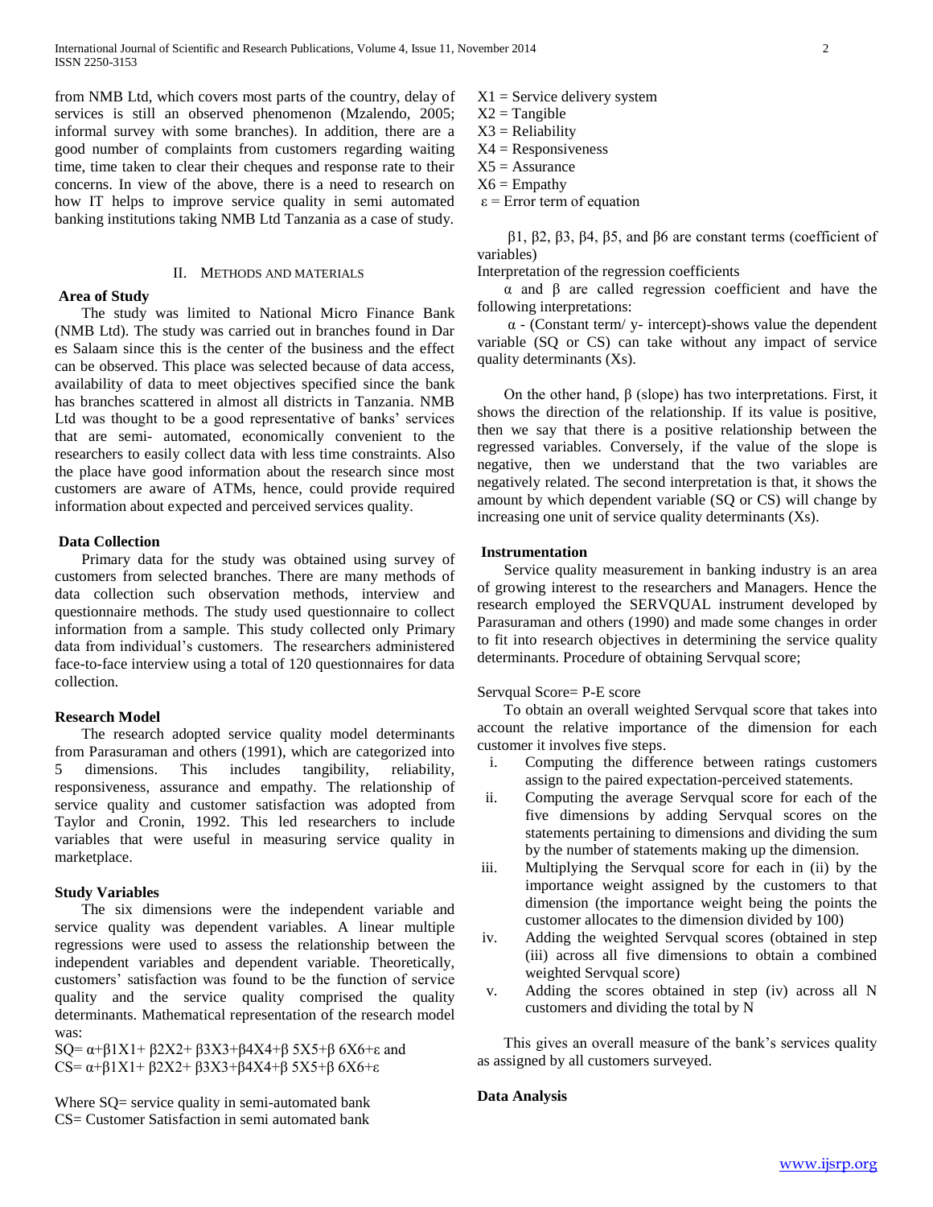from NMB Ltd, which covers most parts of the country, delay of services is still an observed phenomenon (Mzalendo, 2005; informal survey with some branches). In addition, there are a good number of complaints from customers regarding waiting time, time taken to clear their cheques and response rate to their concerns. In view of the above, there is a need to research on how IT helps to improve service quality in semi automated banking institutions taking NMB Ltd Tanzania as a case of study.

## II. Methods and Materials

### Area of Study

The study was limited to National Micro Finance Bank (NMB Ltd). The study was carried out in branches found in Dar es Salaam since this is the center of the business and the effect can be observed. This place was selected because of data access, availability of data to meet objectives specified since the bank has branches scattered in almost all districts in Tanzania. NMB Ltd was thought to be a good representative of banks' services that are semi- automated, economically convenient to the researchers to easily collect data with less time constraints. Also the place have good information about the research since most customers are aware of ATMs, hence, could provide required information about expected and perceived services quality.

### Data Collection

Primary data for the study was obtained using survey of customers from selected branches. There are many methods of data collection such observation methods, interview and questionnaire methods. The study used questionnaire to collect information from a sample. This study collected only Primary data from individual's customers. The researchers administered face-to-face interview using a total of 120 questionnaires for data collection.

### Research Model

The research adopted service quality model determinants from Parasuraman and others (1991), which are categorized into 5 dimensions. This includes tangibility, reliability, responsiveness, assurance and empathy. The relationship of service quality and customer satisfaction was adopted from Taylor and Cronin, 1992. This led researchers to include variables that were useful in measuring service quality in marketplace.

### Study Variables

The six dimensions were the independent variable and service quality was dependent variables. A linear multiple regressions were used to assess the relationship between the independent variables and dependent variable. Theoretically, customers' satisfaction was found to be the function of service quality and the service quality comprised the quality determinants. Mathematical representation of the research model was:

$SQ= \alpha+\beta 1X1+ \beta 2X2+ \beta 3X3+\beta 4X4+\beta\ 5X5+\beta\ 6X6+\varepsilon$ and
$CS= \alpha+\beta 1X1+ \beta 2X2+ \beta 3X3+\beta 4X4+\beta\ 5X5+\beta\ 6X6+\varepsilon$

Where SQ= service quality in semi-automated bank
CS= Customer Satisfaction in semi automated bank
X1 = Service delivery system
X2 = Tangible
X3 = Reliability
X4 = Responsiveness
X5 = Assurance
X6 = Empathy
$\varepsilon$ = Error term of equation

$\beta 1$, $\beta 2$, $\beta 3$, $\beta 4$, $\beta 5$, and $\beta 6$ are constant terms (coefficient of variables)

Interpretation of the regression coefficients

$\alpha$ and $\beta$ are called regression coefficient and have the following interpretations:

$\alpha$ - (Constant term/ y- intercept)-shows value the dependent variable (SQ or CS) can take without any impact of service quality determinants (Xs).

On the other hand, $\beta$ (slope) has two interpretations. First, it shows the direction of the relationship. If its value is positive, then we say that there is a positive relationship between the regressed variables. Conversely, if the value of the slope is negative, then we understand that the two variables are negatively related. The second interpretation is that, it shows the amount by which dependent variable (SQ or CS) will change by increasing one unit of service quality determinants (Xs).

### Instrumentation

Service quality measurement in banking industry is an area of growing interest to the researchers and Managers. Hence the research employed the SERVQUAL instrument developed by Parasuraman and others (1990) and made some changes in order to fit into research objectives in determining the service quality determinants. Procedure of obtaining Servqual score;

Servqual Score= P-E score

To obtain an overall weighted Servqual score that takes into account the relative importance of the dimension for each customer it involves five steps.

i. Computing the difference between ratings customers assign to the paired expectation-perceived statements.
ii. Computing the average Servqual score for each of the five dimensions by adding Servqual scores on the statements pertaining to dimensions and dividing the sum by the number of statements making up the dimension.
iii. Multiplying the Servqual score for each in (ii) by the importance weight assigned by the customers to that dimension (the importance weight being the points the customer allocates to the dimension divided by 100)
iv. Adding the weighted Servqual scores (obtained in step (iii) across all five dimensions to obtain a combined weighted Servqual score)
v. Adding the scores obtained in step (iv) across all N customers and dividing the total by N

This gives an overall measure of the bank's services quality as assigned by all customers surveyed.

### Data Analysis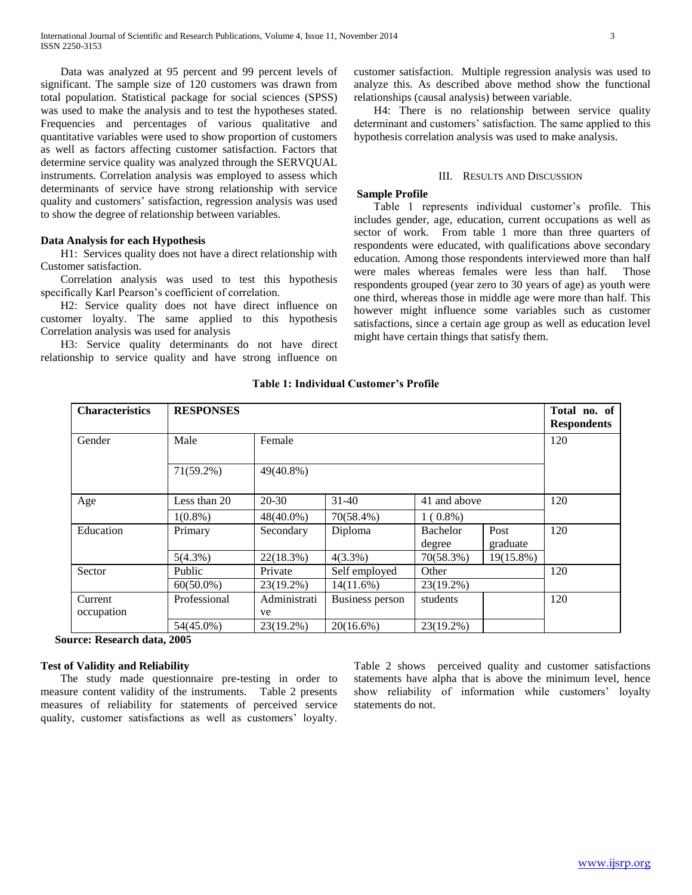Data was analyzed at 95 percent and 99 percent levels of significant. The sample size of 120 customers was drawn from total population. Statistical package for social sciences (SPSS) was used to make the analysis and to test the hypotheses stated. Frequencies and percentages of various qualitative and quantitative variables were used to show proportion of customers as well as factors affecting customer satisfaction. Factors that determine service quality was analyzed through the SERVQUAL instruments. Correlation analysis was employed to assess which determinants of service have strong relationship with service quality and customers' satisfaction, regression analysis was used to show the degree of relationship between variables.

**Data Analysis for each Hypothesis**

H1: Services quality does not have a direct relationship with Customer satisfaction.

Correlation analysis was used to test this hypothesis specifically Karl Pearson's coefficient of correlation.

H2: Service quality does not have direct influence on customer loyalty. The same applied to this hypothesis Correlation analysis was used for analysis

H3: Service quality determinants do not have direct relationship to service quality and have strong influence on customer satisfaction. Multiple regression analysis was used to analyze this. As described above method show the functional relationships (causal analysis) between variable.

H4: There is no relationship between service quality determinant and customers' satisfaction. The same applied to this hypothesis correlation analysis was used to make analysis.

## III. Results and Discussion

**Sample Profile**

Table 1 represents individual customer's profile. This includes gender, age, education, current occupations as well as sector of work. From table 1 more than three quarters of respondents were educated, with qualifications above secondary education. Among those respondents interviewed more than half were males whereas females were less than half. Those respondents grouped (year zero to 30 years of age) as youth were one third, whereas those in middle age were more than half. This however might influence some variables such as customer satisfactions, since a certain age group as well as education level might have certain things that satisfy them.

**Table 1: Individual Customer's Profile**

| Characteristics | RESPONSES | | | | | Total no. of Respondents |
|---|---|---|---|---|---|---|
| Gender | Male | Female | | | | 120 |
| | 71(59.2%) | 49(40.8%) | | | | |
| Age | Less than 20 | 20-30 | 31-40 | 41 and above | | 120 |
| | 1(0.8%) | 48(40.0%) | 70(58.4%) | 1 ( 0.8%) | | |
| Education | Primary | Secondary | Diploma | Bachelor degree | Post graduate | 120 |
| | 5(4.3%) | 22(18.3%) | 4(3.3%) | 70(58.3%) | 19(15.8%) | |
| Sector | Public | Private | Self employed | Other | | 120 |
| | 60(50.0%) | 23(19.2%) | 14(11.6%) | 23(19.2%) | | |
| Current occupation | Professional | Administrative | Business person | students | | 120 |
| | 54(45.0%) | 23(19.2%) | 20(16.6%) | 23(19.2%) | | |

**Source: Research data, 2005**

**Test of Validity and Reliability**

The study made questionnaire pre-testing in order to measure content validity of the instruments. Table 2 presents measures of reliability for statements of perceived service quality, customer satisfactions as well as customers' loyalty. Table 2 shows perceived quality and customer satisfactions statements have alpha that is above the minimum level, hence show reliability of information while customers' loyalty statements do not.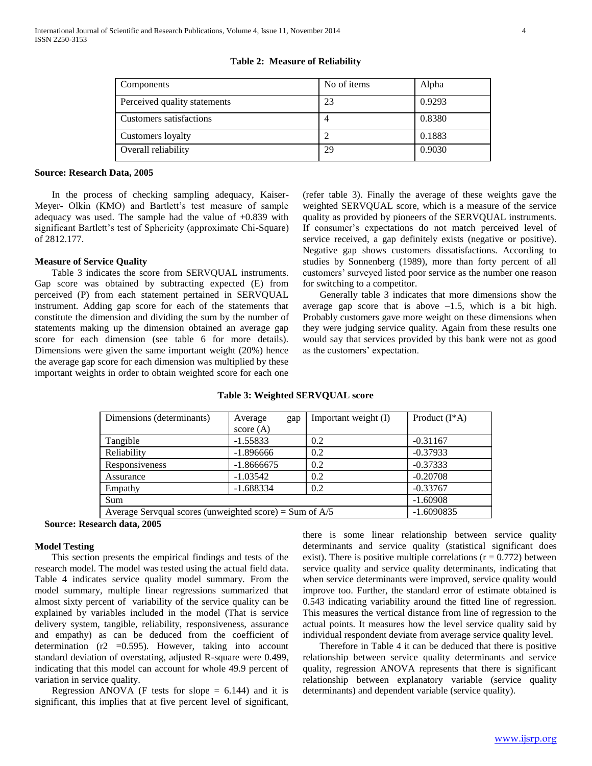**Table 2: Measure of Reliability**

| Components | No of items | Alpha |
|---|---|---|
| Perceived quality statements | 23 | 0.9293 |
| Customers satisfactions | 4 | 0.8380 |
| Customers loyalty | 2 | 0.1883 |
| Overall reliability | 29 | 0.9030 |

**Source: Research Data, 2005**

In the process of checking sampling adequacy, Kaiser-Meyer- Olkin (KMO) and Bartlett's test measure of sample adequacy was used. The sample had the value of +0.839 with significant Bartlett's test of Sphericity (approximate Chi-Square) of 2812.177.

**Measure of Service Quality**

Table 3 indicates the score from SERVQUAL instruments. Gap score was obtained by subtracting expected (E) from perceived (P) from each statement pertained in SERVQUAL instrument. Adding gap score for each of the statements that constitute the dimension and dividing the sum by the number of statements making up the dimension obtained an average gap score for each dimension (see table 6 for more details). Dimensions were given the same important weight (20%) hence the average gap score for each dimension was multiplied by these important weights in order to obtain weighted score for each one (refer table 3). Finally the average of these weights gave the weighted SERVQUAL score, which is a measure of the service quality as provided by pioneers of the SERVQUAL instruments. If consumer's expectations do not match perceived level of service received, a gap definitely exists (negative or positive). Negative gap shows customers dissatisfactions. According to studies by Sonnenberg (1989), more than forty percent of all customers' surveyed listed poor service as the number one reason for switching to a competitor.

Generally table 3 indicates that more dimensions show the average gap score that is above –1.5, which is a bit high. Probably customers gave more weight on these dimensions when they were judging service quality. Again from these results one would say that services provided by this bank were not as good as the customers' expectation.

**Table 3: Weighted SERVQUAL score**

| Dimensions (determinants) | Average gap score (A) | Important weight (I) | Product (I*A) |
|---|---|---|---|
| Tangible | -1.55833 | 0.2 | -0.31167 |
| Reliability | -1.896666 | 0.2 | -0.37933 |
| Responsiveness | -1.8666675 | 0.2 | -0.37333 |
| Assurance | -1.03542 | 0.2 | -0.20708 |
| Empathy | -1.688334 | 0.2 | -0.33767 |
| Sum | | | -1.60908 |
| Average Servqual scores (unweighted score) = Sum of A/5 | | | -1.6090835 |

**Source: Research data, 2005**

**Model Testing**

This section presents the empirical findings and tests of the research model. The model was tested using the actual field data. Table 4 indicates service quality model summary. From the model summary, multiple linear regressions summarized that almost sixty percent of variability of the service quality can be explained by variables included in the model (That is service delivery system, tangible, reliability, responsiveness, assurance and empathy) as can be deduced from the coefficient of determination ($r2$ =0.595). However, taking into account standard deviation of overstating, adjusted R-square were 0.499, indicating that this model can account for whole 49.9 percent of variation in service quality.

Regression ANOVA (F tests for slope = 6.144) and it is significant, this implies that at five percent level of significant, there is some linear relationship between service quality determinants and service quality (statistical significant does exist). There is positive multiple correlations ($r = 0.772$) between service quality and service quality determinants, indicating that when service determinants were improved, service quality would improve too. Further, the standard error of estimate obtained is 0.543 indicating variability around the fitted line of regression. This measures the vertical distance from line of regression to the actual points. It measures how the level service quality said by individual respondent deviate from average service quality level.

Therefore in Table 4 it can be deduced that there is positive relationship between service quality determinants and service quality, regression ANOVA represents that there is significant relationship between explanatory variable (service quality determinants) and dependent variable (service quality).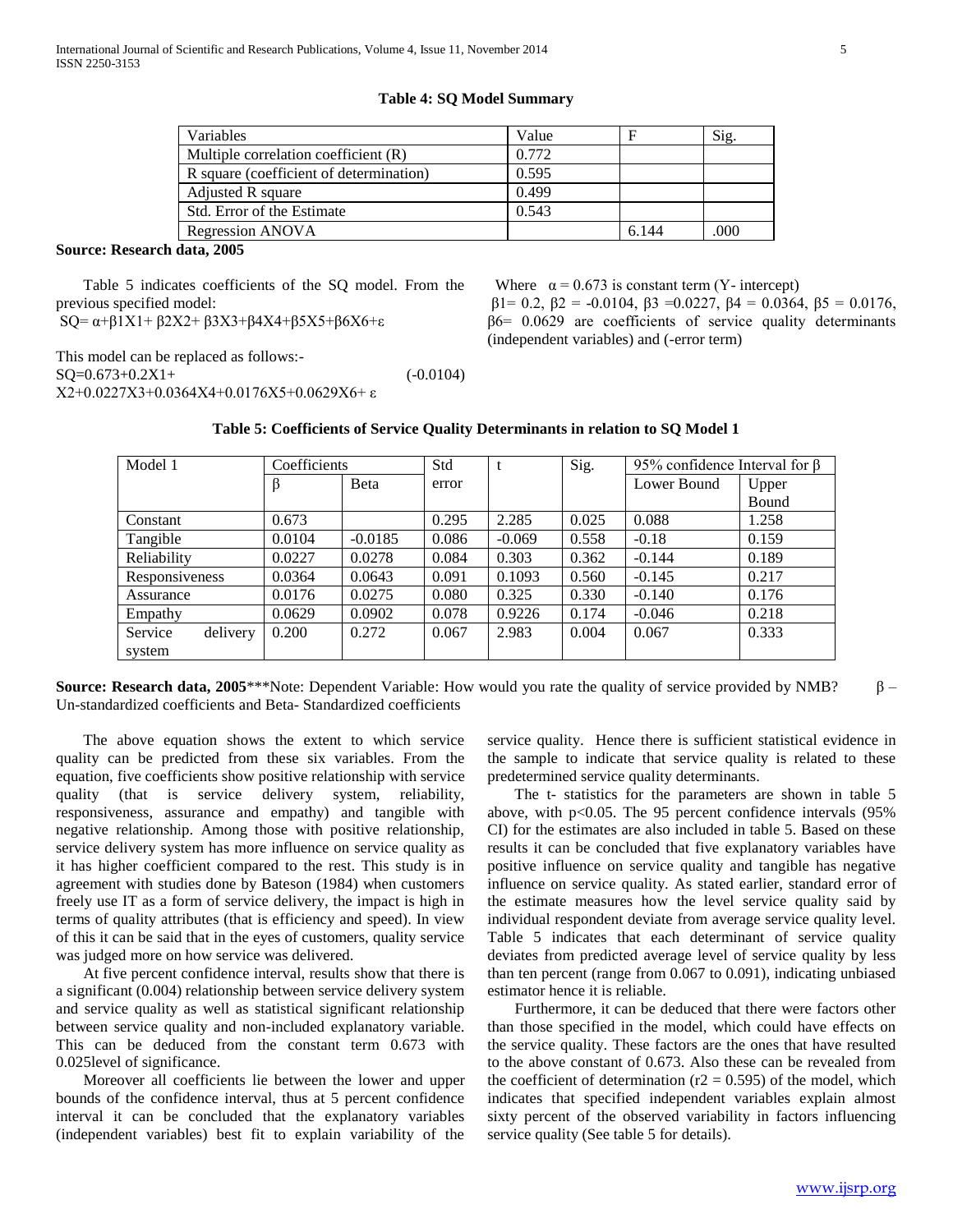**Table 4: SQ Model Summary**

| Variables | Value | F | Sig. |
|---|---|---|---|
| Multiple correlation coefficient (R) | 0.772 | | |
| R square (coefficient of determination) | 0.595 | | |
| Adjusted R square | 0.499 | | |
| Std. Error of the Estimate | 0.543 | | |
| Regression ANOVA | | 6.144 | .000 |

**Source: Research data, 2005**

Table 5 indicates coefficients of the SQ model. From the previous specified model:

$SQ= \alpha+\beta_1X_1+ \beta_2X_2+ \beta_3X_3+\beta_4X_4+\beta_5X_5+\beta_6X_6+\varepsilon$

This model can be replaced as follows:-

$SQ=0.673+0.2X_1+ (-0.0104) X_2+0.0227X_3+0.0364X_4+0.0176X_5+0.0629X_6+ \varepsilon$

Where $\alpha = 0.673$ is constant term (Y- intercept)

$\beta_1= 0.2$, $\beta_2 = -0.0104$, $\beta_3 =0.0227$, $\beta_4 = 0.0364$, $\beta_5 = 0.0176$, $\beta_6= 0.0629$ are coefficients of service quality determinants (independent variables) and (-error term)

**Table 5: Coefficients of Service Quality Determinants in relation to SQ Model 1**

| Model 1 | Coefficients | | Std error | t | Sig. | 95% confidence Interval for β | |
|---|---|---|---|---|---|---|---|
| | β | Beta | | | | Lower Bound | Upper Bound |
| Constant | 0.673 | | 0.295 | 2.285 | 0.025 | 0.088 | 1.258 |
| Tangible | 0.0104 | -0.0185 | 0.086 | -0.069 | 0.558 | -0.18 | 0.159 |
| Reliability | 0.0227 | 0.0278 | 0.084 | 0.303 | 0.362 | -0.144 | 0.189 |
| Responsiveness | 0.0364 | 0.0643 | 0.091 | 0.1093 | 0.560 | -0.145 | 0.217 |
| Assurance | 0.0176 | 0.0275 | 0.080 | 0.325 | 0.330 | -0.140 | 0.176 |
| Empathy | 0.0629 | 0.0902 | 0.078 | 0.9226 | 0.174 | -0.046 | 0.218 |
| Service delivery system | 0.200 | 0.272 | 0.067 | 2.983 | 0.004 | 0.067 | 0.333 |

**Source: Research data, 2005*****Note: Dependent Variable: How would you rate the quality of service provided by NMB? β – Un-standardized coefficients and Beta- Standardized coefficients

The above equation shows the extent to which service quality can be predicted from these six variables. From the equation, five coefficients show positive relationship with service quality (that is service delivery system, reliability, responsiveness, assurance and empathy) and tangible with negative relationship. Among those with positive relationship, service delivery system has more influence on service quality as it has higher coefficient compared to the rest. This study is in agreement with studies done by Bateson (1984) when customers freely use IT as a form of service delivery, the impact is high in terms of quality attributes (that is efficiency and speed). In view of this it can be said that in the eyes of customers, quality service was judged more on how service was delivered.

At five percent confidence interval, results show that there is a significant (0.004) relationship between service delivery system and service quality as well as statistical significant relationship between service quality and non-included explanatory variable. This can be deduced from the constant term 0.673 with 0.025level of significance.

Moreover all coefficients lie between the lower and upper bounds of the confidence interval, thus at 5 percent confidence interval it can be concluded that the explanatory variables (independent variables) best fit to explain variability of the service quality. Hence there is sufficient statistical evidence in the sample to indicate that service quality is related to these predetermined service quality determinants.

The t- statistics for the parameters are shown in table 5 above, with $p<0.05$. The 95 percent confidence intervals (95% CI) for the estimates are also included in table 5. Based on these results it can be concluded that five explanatory variables have positive influence on service quality and tangible has negative influence on service quality. As stated earlier, standard error of the estimate measures how the level service quality said by individual respondent deviate from average service quality level. Table 5 indicates that each determinant of service quality deviates from predicted average level of service quality by less than ten percent (range from 0.067 to 0.091), indicating unbiased estimator hence it is reliable.

Furthermore, it can be deduced that there were factors other than those specified in the model, which could have effects on the service quality. These factors are the ones that have resulted to the above constant of 0.673. Also these can be revealed from the coefficient of determination ($r2 = 0.595$) of the model, which indicates that specified independent variables explain almost sixty percent of the observed variability in factors influencing service quality (See table 5 for details).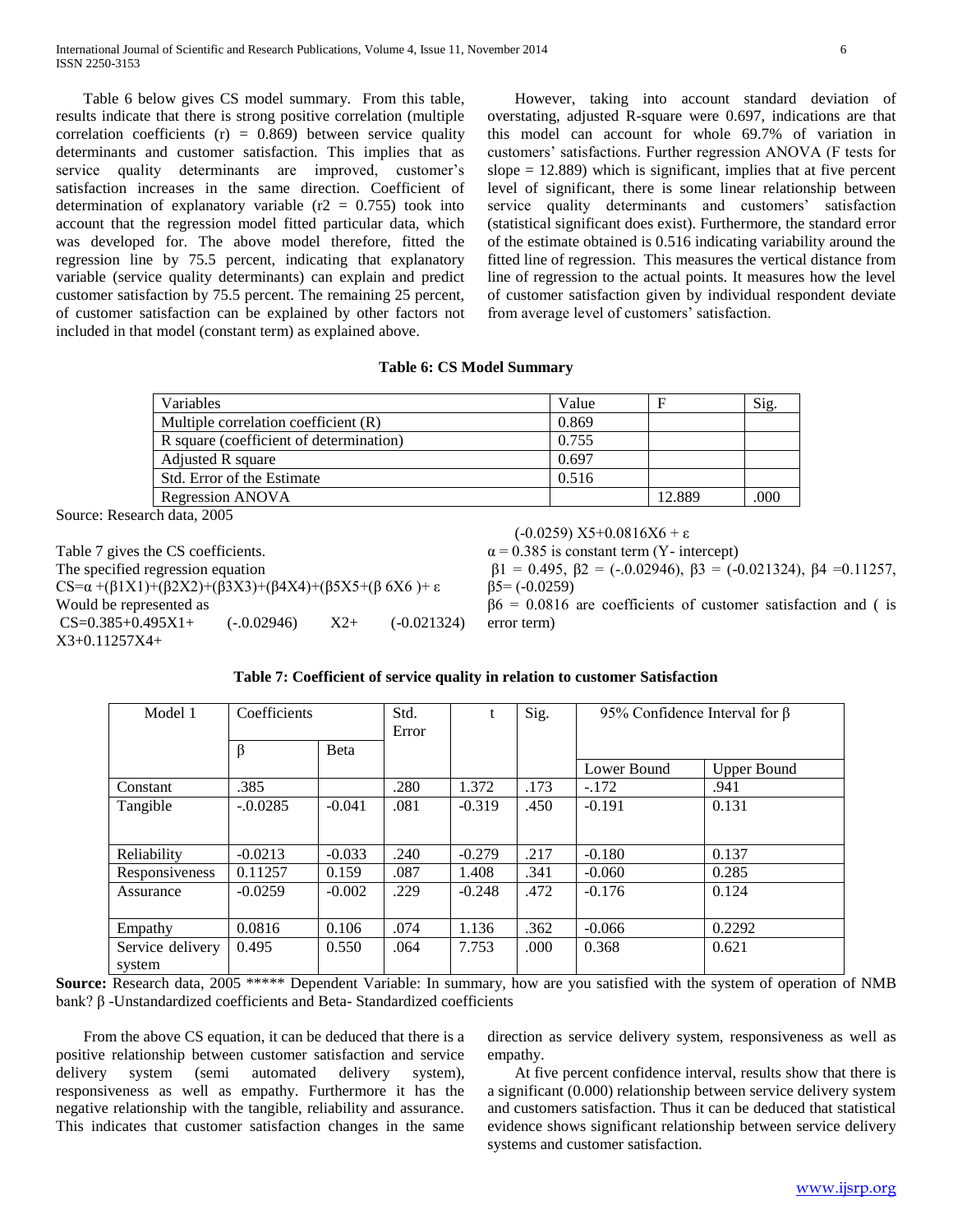Table 6 below gives CS model summary. From this table, results indicate that there is strong positive correlation (multiple correlation coefficients (r) = 0.869) between service quality determinants and customer satisfaction. This implies that as service quality determinants are improved, customer's satisfaction increases in the same direction. Coefficient of determination of explanatory variable ($r2 = 0.755$) took into account that the regression model fitted particular data, which was developed for. The above model therefore, fitted the regression line by 75.5 percent, indicating that explanatory variable (service quality determinants) can explain and predict customer satisfaction by 75.5 percent. The remaining 25 percent, of customer satisfaction can be explained by other factors not included in that model (constant term) as explained above.

However, taking into account standard deviation of overstating, adjusted R-square were 0.697, indications are that this model can account for whole 69.7% of variation in customers' satisfactions. Further regression ANOVA (F tests for slope = 12.889) which is significant, implies that at five percent level of significant, there is some linear relationship between service quality determinants and customers' satisfaction (statistical significant does exist). Furthermore, the standard error of the estimate obtained is 0.516 indicating variability around the fitted line of regression. This measures the vertical distance from line of regression to the actual points. It measures how the level of customer satisfaction given by individual respondent deviate from average level of customers' satisfaction.

**Table 6: CS Model Summary**

| Variables | Value | F | Sig. |
|---|---|---|---|
| Multiple correlation coefficient (R) | 0.869 | | |
| R square (coefficient of determination) | 0.755 | | |
| Adjusted R square | 0.697 | | |
| Std. Error of the Estimate | 0.516 | | |
| Regression ANOVA | | 12.889 | .000 |

Source: Research data, 2005

Table 7 gives the CS coefficients.

The specified regression equation

$CS = \alpha + (\beta 1X1) + (\beta 2X2) + (\beta 3X3) + (\beta 4X4) + (\beta 5X5 + (\beta\ 6X6\ ) + \varepsilon$

Would be represented as

$CS = 0.385 + 0.495X1 + (-.0.02946)\ X2 + (-0.021324)\ X3 + 0.11257X4 + (-0.0259)\ X5 + 0.0816X6 + \varepsilon$

$\alpha = 0.385$ is constant term (Y- intercept)

$\beta 1 = 0.495$, $\beta 2 = (-.0.02946)$, $\beta 3 = (-0.021324)$, $\beta 4 = 0.11257$, $\beta 5 = (-0.0259)$

$\beta 6 = 0.0816$ are coefficients of customer satisfaction and ( is error term)

**Table 7: Coefficient of service quality in relation to customer Satisfaction**

| Model 1 | Coefficients | | Std. Error | t | Sig. | 95% Confidence Interval for β | |
|---|---|---|---|---|---|---|---|
| | β | Beta | | | | Lower Bound | Upper Bound |
| Constant | .385 | | .280 | 1.372 | .173 | -.172 | .941 |
| Tangible | -.0.0285 | -0.041 | .081 | -0.319 | .450 | -0.191 | 0.131 |
| Reliability | -0.0213 | -0.033 | .240 | -0.279 | .217 | -0.180 | 0.137 |
| Responsiveness | 0.11257 | 0.159 | .087 | 1.408 | .341 | -0.060 | 0.285 |
| Assurance | -0.0259 | -0.002 | .229 | -0.248 | .472 | -0.176 | 0.124 |
| Empathy | 0.0816 | 0.106 | .074 | 1.136 | .362 | -0.066 | 0.2292 |
| Service delivery system | 0.495 | 0.550 | .064 | 7.753 | .000 | 0.368 | 0.621 |

**Source:** Research data, 2005 ***** Dependent Variable: In summary, how are you satisfied with the system of operation of NMB bank? β -Unstandardized coefficients and Beta- Standardized coefficients

From the above CS equation, it can be deduced that there is a positive relationship between customer satisfaction and service delivery system (semi automated delivery system), responsiveness as well as empathy. Furthermore it has the negative relationship with the tangible, reliability and assurance. This indicates that customer satisfaction changes in the same direction as service delivery system, responsiveness as well as empathy.

At five percent confidence interval, results show that there is a significant (0.000) relationship between service delivery system and customers satisfaction. Thus it can be deduced that statistical evidence shows significant relationship between service delivery systems and customer satisfaction.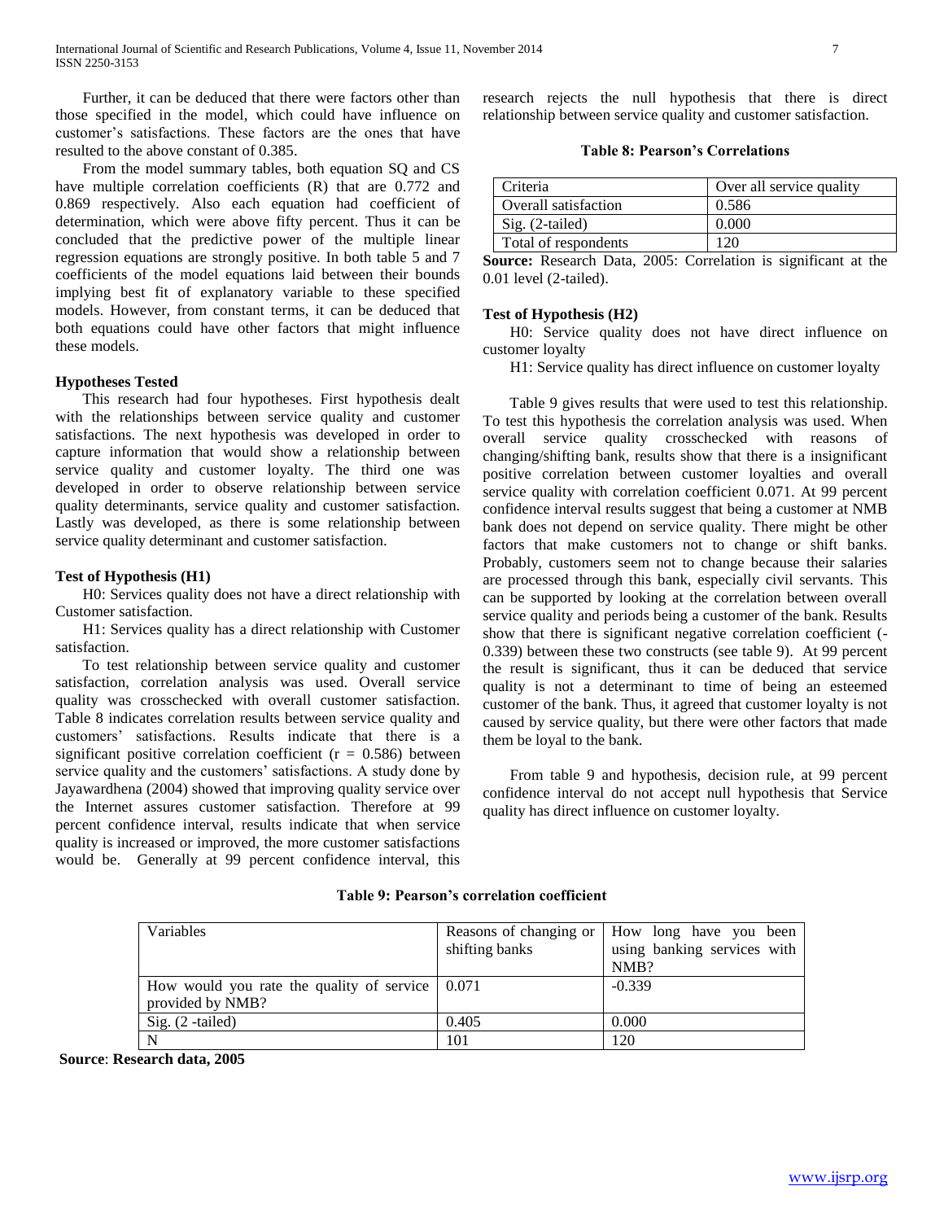Further, it can be deduced that there were factors other than those specified in the model, which could have influence on customer's satisfactions. These factors are the ones that have resulted to the above constant of 0.385.

From the model summary tables, both equation SQ and CS have multiple correlation coefficients (R) that are 0.772 and 0.869 respectively. Also each equation had coefficient of determination, which were above fifty percent. Thus it can be concluded that the predictive power of the multiple linear regression equations are strongly positive. In both table 5 and 7 coefficients of the model equations laid between their bounds implying best fit of explanatory variable to these specified models. However, from constant terms, it can be deduced that both equations could have other factors that might influence these models.

### Hypotheses Tested

This research had four hypotheses. First hypothesis dealt with the relationships between service quality and customer satisfactions. The next hypothesis was developed in order to capture information that would show a relationship between service quality and customer loyalty. The third one was developed in order to observe relationship between service quality determinants, service quality and customer satisfaction. Lastly was developed, as there is some relationship between service quality determinant and customer satisfaction.

### Test of Hypothesis (H1)

H0: Services quality does not have a direct relationship with Customer satisfaction.

H1: Services quality has a direct relationship with Customer satisfaction.

To test relationship between service quality and customer satisfaction, correlation analysis was used. Overall service quality was crosschecked with overall customer satisfaction. Table 8 indicates correlation results between service quality and customers' satisfactions. Results indicate that there is a significant positive correlation coefficient ($r = 0.586$) between service quality and the customers' satisfactions. A study done by Jayawardhena (2004) showed that improving quality service over the Internet assures customer satisfaction. Therefore at 99 percent confidence interval, results indicate that when service quality is increased or improved, the more customer satisfactions would be. Generally at 99 percent confidence interval, this research rejects the null hypothesis that there is direct relationship between service quality and customer satisfaction.

**Table 8: Pearson's Correlations**

| Criteria | Over all service quality |
|---|---|
| Overall satisfaction | 0.586 |
| Sig. (2-tailed) | 0.000 |
| Total of respondents | 120 |

**Source:** Research Data, 2005: Correlation is significant at the 0.01 level (2-tailed).

### Test of Hypothesis (H2)

H0: Service quality does not have direct influence on customer loyalty

H1: Service quality has direct influence on customer loyalty

Table 9 gives results that were used to test this relationship. To test this hypothesis the correlation analysis was used. When overall service quality crosschecked with reasons of changing/shifting bank, results show that there is a insignificant positive correlation between customer loyalties and overall service quality with correlation coefficient 0.071. At 99 percent confidence interval results suggest that being a customer at NMB bank does not depend on service quality. There might be other factors that make customers not to change or shift banks. Probably, customers seem not to change because their salaries are processed through this bank, especially civil servants. This can be supported by looking at the correlation between overall service quality and periods being a customer of the bank. Results show that there is significant negative correlation coefficient (-0.339) between these two constructs (see table 9). At 99 percent the result is significant, thus it can be deduced that service quality is not a determinant to time of being an esteemed customer of the bank. Thus, it agreed that customer loyalty is not caused by service quality, but there were other factors that made them be loyal to the bank.

From table 9 and hypothesis, decision rule, at 99 percent confidence interval do not accept null hypothesis that Service quality has direct influence on customer loyalty.

**Table 9: Pearson's correlation coefficient**

| Variables | Reasons of changing or shifting banks | How long have you been using banking services with NMB? |
|---|---|---|
| How would you rate the quality of service provided by NMB? | 0.071 | -0.339 |
| Sig. (2 -tailed) | 0.405 | 0.000 |
| N | 101 | 120 |

**Source**: **Research data, 2005**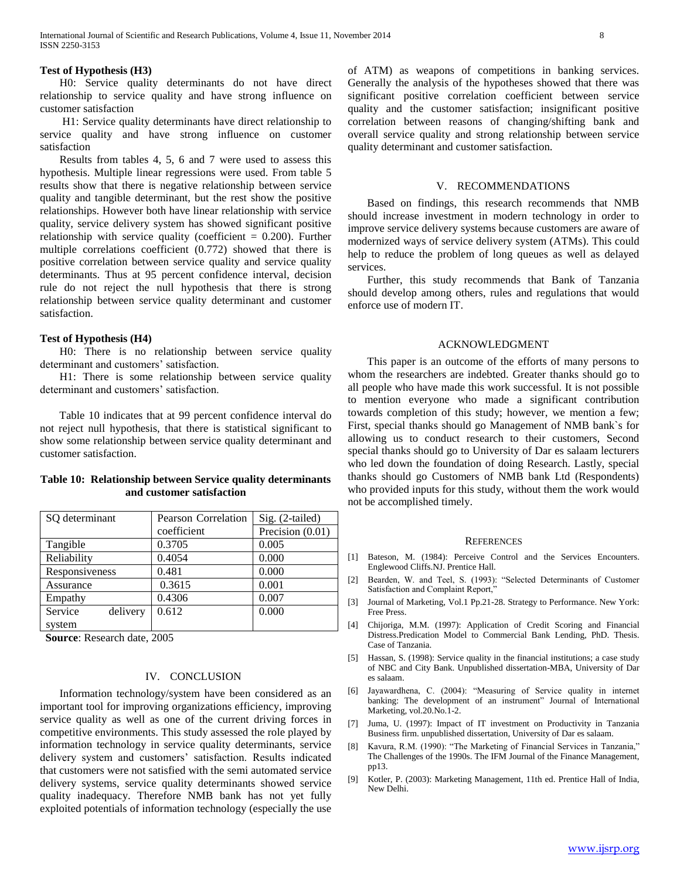**Test of Hypothesis (H3)**

H0: Service quality determinants do not have direct relationship to service quality and have strong influence on customer satisfaction

H1: Service quality determinants have direct relationship to service quality and have strong influence on customer satisfaction

Results from tables 4, 5, 6 and 7 were used to assess this hypothesis. Multiple linear regressions were used. From table 5 results show that there is negative relationship between service quality and tangible determinant, but the rest show the positive relationships. However both have linear relationship with service quality, service delivery system has showed significant positive relationship with service quality (coefficient = 0.200). Further multiple correlations coefficient (0.772) showed that there is positive correlation between service quality and service quality determinants. Thus at 95 percent confidence interval, decision rule do not reject the null hypothesis that there is strong relationship between service quality determinant and customer satisfaction.

**Test of Hypothesis (H4)**

H0: There is no relationship between service quality determinant and customers' satisfaction.

H1: There is some relationship between service quality determinant and customers' satisfaction.

Table 10 indicates that at 99 percent confidence interval do not reject null hypothesis, that there is statistical significant to show some relationship between service quality determinant and customer satisfaction.

**Table 10: Relationship between Service quality determinants and customer satisfaction**

| SQ determinant | Pearson Correlation coefficient | Sig. (2-tailed) Precision (0.01) |
|---|---|---|
| Tangible | 0.3705 | 0.005 |
| Reliability | 0.4054 | 0.000 |
| Responsiveness | 0.481 | 0.000 |
| Assurance | 0.3615 | 0.001 |
| Empathy | 0.4306 | 0.007 |
| Service delivery system | 0.612 | 0.000 |

**Source**: Research date, 2005

## IV. CONCLUSION

Information technology/system have been considered as an important tool for improving organizations efficiency, improving service quality as well as one of the current driving forces in competitive environments. This study assessed the role played by information technology in service quality determinants, service delivery system and customers' satisfaction. Results indicated that customers were not satisfied with the semi automated service delivery systems, service quality determinants showed service quality inadequacy. Therefore NMB bank has not yet fully exploited potentials of information technology (especially the use of ATM) as weapons of competitions in banking services. Generally the analysis of the hypotheses showed that there was significant positive correlation coefficient between service quality and the customer satisfaction; insignificant positive correlation between reasons of changing/shifting bank and overall service quality and strong relationship between service quality determinant and customer satisfaction.

## V. RECOMMENDATIONS

Based on findings, this research recommends that NMB should increase investment in modern technology in order to improve service delivery systems because customers are aware of modernized ways of service delivery system (ATMs). This could help to reduce the problem of long queues as well as delayed services.

Further, this study recommends that Bank of Tanzania should develop among others, rules and regulations that would enforce use of modern IT.

## ACKNOWLEDGMENT

This paper is an outcome of the efforts of many persons to whom the researchers are indebted. Greater thanks should go to all people who have made this work successful. It is not possible to mention everyone who made a significant contribution towards completion of this study; however, we mention a few; First, special thanks should go Management of NMB bank`s for allowing us to conduct research to their customers, Second special thanks should go to University of Dar es salaam lecturers who led down the foundation of doing Research. Lastly, special thanks should go Customers of NMB bank Ltd (Respondents) who provided inputs for this study, without them the work would not be accomplished timely.

## REFERENCES

[1] Bateson, M. (1984): Perceive Control and the Services Encounters. Englewood Cliffs.NJ. Prentice Hall.

[2] Bearden, W. and Teel, S. (1993): "Selected Determinants of Customer Satisfaction and Complaint Report,"

[3] Journal of Marketing, Vol.1 Pp.21-28. Strategy to Performance. New York: Free Press.

[4] Chijoriga, M.M. (1997): Application of Credit Scoring and Financial Distress.Predication Model to Commercial Bank Lending, PhD. Thesis. Case of Tanzania.

[5] Hassan, S. (1998): Service quality in the financial institutions; a case study of NBC and City Bank. Unpublished dissertation-MBA, University of Dar es salaam.

[6] Jayawardhena, C. (2004): "Measuring of Service quality in internet banking: The development of an instrument" Journal of International Marketing, vol.20.No.1-2.

[7] Juma, U. (1997): Impact of IT investment on Productivity in Tanzania Business firm. unpublished dissertation, University of Dar es salaam.

[8] Kavura, R.M. (1990): "The Marketing of Financial Services in Tanzania," The Challenges of the 1990s. The IFM Journal of the Finance Management, pp13.

[9] Kotler, P. (2003): Marketing Management, 11th ed. Prentice Hall of India, New Delhi.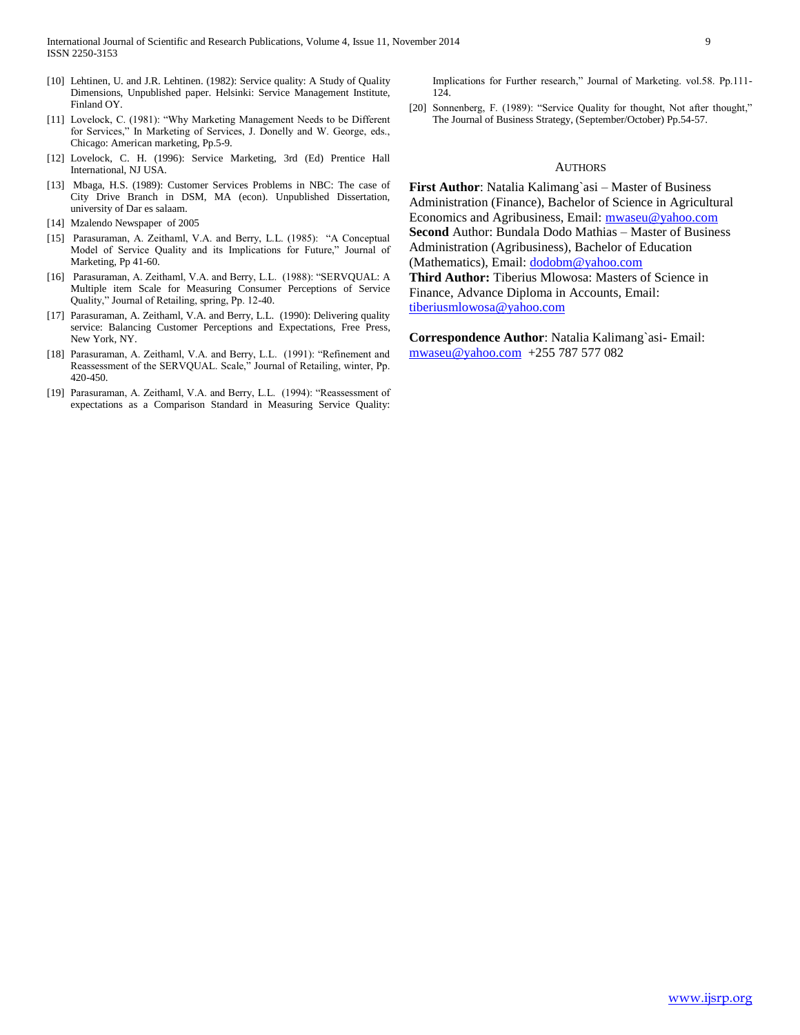[10] Lehtinen, U. and J.R. Lehtinen. (1982): Service quality: A Study of Quality Dimensions, Unpublished paper. Helsinki: Service Management Institute, Finland OY.

[11] Lovelock, C. (1981): "Why Marketing Management Needs to be Different for Services," In Marketing of Services, J. Donelly and W. George, eds., Chicago: American marketing, Pp.5-9.

[12] Lovelock, C. H. (1996): Service Marketing, 3rd (Ed) Prentice Hall International, NJ USA.

[13] Mbaga, H.S. (1989): Customer Services Problems in NBC: The case of City Drive Branch in DSM, MA (econ). Unpublished Dissertation, university of Dar es salaam.

[14] Mzalendo Newspaper of 2005

[15] Parasuraman, A. Zeithaml, V.A. and Berry, L.L. (1985): "A Conceptual Model of Service Quality and its Implications for Future," Journal of Marketing, Pp 41-60.

[16] Parasuraman, A. Zeithaml, V.A. and Berry, L.L. (1988): "SERVQUAL: A Multiple item Scale for Measuring Consumer Perceptions of Service Quality," Journal of Retailing, spring, Pp. 12-40.

[17] Parasuraman, A. Zeithaml, V.A. and Berry, L.L. (1990): Delivering quality service: Balancing Customer Perceptions and Expectations, Free Press, New York, NY.

[18] Parasuraman, A. Zeithaml, V.A. and Berry, L.L. (1991): "Refinement and Reassessment of the SERVQUAL. Scale," Journal of Retailing, winter, Pp. 420-450.

[19] Parasuraman, A. Zeithaml, V.A. and Berry, L.L. (1994): "Reassessment of expectations as a Comparison Standard in Measuring Service Quality: Implications for Further research," Journal of Marketing. vol.58. Pp.111-124.

[20] Sonnenberg, F. (1989): "Service Quality for thought, Not after thought," The Journal of Business Strategy, (September/October) Pp.54-57.

## AUTHORS

**First Author**: Natalia Kalimang`asi – Master of Business Administration (Finance), Bachelor of Science in Agricultural Economics and Agribusiness, Email: mwaseu@yahoo.com

**Second** Author: Bundala Dodo Mathias – Master of Business Administration (Agribusiness), Bachelor of Education (Mathematics), Email: dodobm@yahoo.com

**Third Author:** Tiberius Mlowosa: Masters of Science in Finance, Advance Diploma in Accounts, Email: tiberiusmlowosa@yahoo.com

**Correspondence Author**: Natalia Kalimang`asi- Email: mwaseu@yahoo.com +255 787 577 082